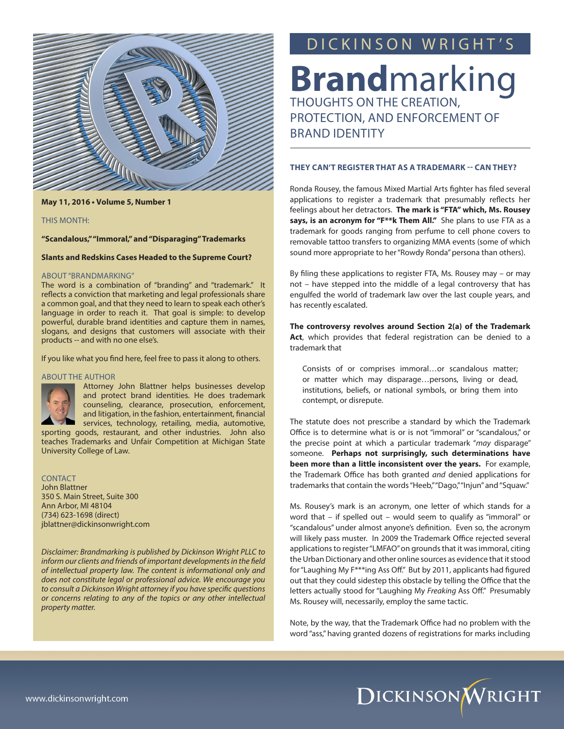# DICKINSON WRIGHT'S

# **Brand**marking

## THOUGHTS ON THE CREATION, PROTECTION, AND ENFORCEMENT OF BRAND IDENTITY

**May 11, 2016 • Volume 5, Number 1**

THIS MONTH:

**"Scandalous," "Immoral," and "Disparaging" Trademarks**

**Slants and Redskins Cases Headed to the Supreme Court?**

ABOUT "BRANDMARKING"

The word is a combination of "branding" and "trademark." It reflects a conviction that marketing and legal professionals share a common goal, and that they need to learn to speak each other's language in order to reach it. That goal is simple: to develop powerful, durable brand identities and capture them in names, slogans, and designs that customers will associate with their products -- and with no one else's.

If you like what you find here, feel free to pass it along to others.

ABOUT THE AUTHOR

Attorney John Blattner helps businesses develop and protect brand identities. He does trademark counseling, clearance, prosecution, enforcement, and litigation, in the fashion, entertainment, financial services, technology, retailing, media, automotive, sporting goods, restaurant, and other industries. John also teaches Trademarks and Unfair Competition at Michigan State University College of Law.

CONTACT

John Blattner
350 S. Main Street, Suite 300
Ann Arbor, MI 48104
(734) 623-1698 (direct)
jblattner@dickinsonwright.com

*Disclaimer: Brandmarking is published by Dickinson Wright PLLC to inform our clients and friends of important developments in the field of intellectual property law. The content is informational only and does not constitute legal or professional advice. We encourage you to consult a Dickinson Wright attorney if you have specific questions or concerns relating to any of the topics or any other intellectual property matter.*

### THEY CAN'T REGISTER THAT AS A TRADEMARK -- CAN THEY?

Ronda Rousey, the famous Mixed Martial Arts fighter has filed several applications to register a trademark that presumably reflects her feelings about her detractors. **The mark is "FTA" which, Ms. Rousey says, is an acronym for "F**k Them All."** She plans to use FTA as a trademark for goods ranging from perfume to cell phone covers to removable tattoo transfers to organizing MMA events (some of which sound more appropriate to her "Rowdy Ronda" persona than others).

By filing these applications to register FTA, Ms. Rousey may – or may not – have stepped into the middle of a legal controversy that has engulfed the world of trademark law over the last couple years, and has recently escalated.

**The controversy revolves around Section 2(a) of the Trademark Act**, which provides that federal registration can be denied to a trademark that

> Consists of or comprises immoral…or scandalous matter; or matter which may disparage…persons, living or dead, institutions, beliefs, or national symbols, or bring them into contempt, or disrepute.

The statute does not prescribe a standard by which the Trademark Office is to determine what is or is not "immoral" or "scandalous," or the precise point at which a particular trademark "*may* disparage" someone. **Perhaps not surprisingly, such determinations have been more than a little inconsistent over the years.** For example, the Trademark Office has both granted *and* denied applications for trademarks that contain the words "Heeb," "Dago," "Injun" and "Squaw."

Ms. Rousey's mark is an acronym, one letter of which stands for a word that – if spelled out – would seem to qualify as "immoral" or "scandalous" under almost anyone's definition. Even so, the acronym will likely pass muster. In 2009 the Trademark Office rejected several applications to register "LMFAO" on grounds that it was immoral, citing the Urban Dictionary and other online sources as evidence that it stood for "Laughing My F***ing Ass Off." But by 2011, applicants had figured out that they could sidestep this obstacle by telling the Office that the letters actually stood for "Laughing My *Freaking* Ass Off." Presumably Ms. Rousey will, necessarily, employ the same tactic.

Note, by the way, that the Trademark Office had no problem with the word "ass," having granted dozens of registrations for marks including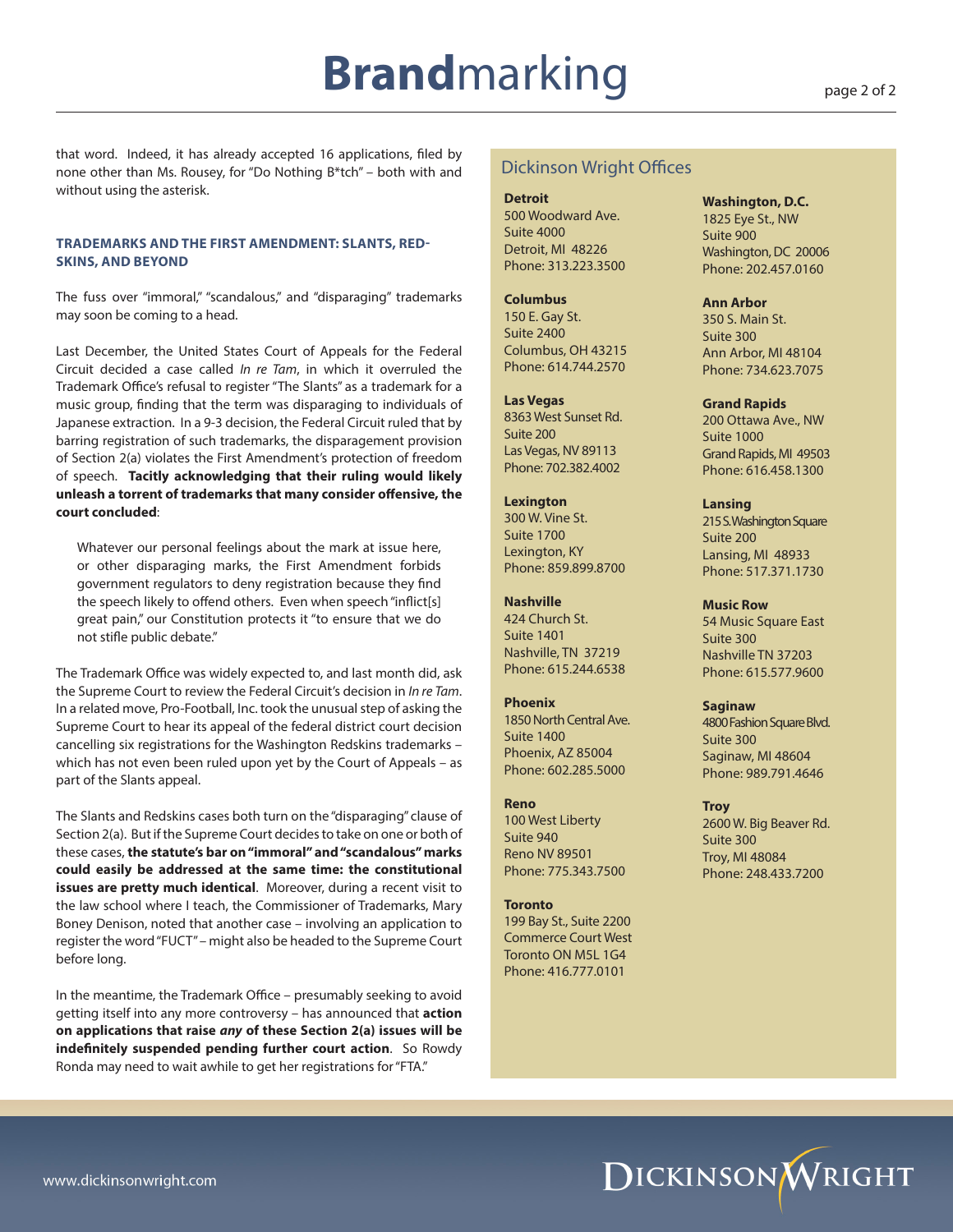that word. Indeed, it has already accepted 16 applications, filed by none other than Ms. Rousey, for "Do Nothing B*tch" – both with and without using the asterisk.

### TRADEMARKS AND THE FIRST AMENDMENT: SLANTS, RED-SKINS, AND BEYOND

The fuss over "immoral," "scandalous," and "disparaging" trademarks may soon be coming to a head.

Last December, the United States Court of Appeals for the Federal Circuit decided a case called *In re Tam*, in which it overruled the Trademark Office's refusal to register "The Slants" as a trademark for a music group, finding that the term was disparaging to individuals of Japanese extraction. In a 9-3 decision, the Federal Circuit ruled that by barring registration of such trademarks, the disparagement provision of Section 2(a) violates the First Amendment's protection of freedom of speech. **Tacitly acknowledging that their ruling would likely unleash a torrent of trademarks that many consider offensive, the court concluded**:

> Whatever our personal feelings about the mark at issue here, or other disparaging marks, the First Amendment forbids government regulators to deny registration because they find the speech likely to offend others. Even when speech "inflict[s] great pain," our Constitution protects it "to ensure that we do not stifle public debate."

The Trademark Office was widely expected to, and last month did, ask the Supreme Court to review the Federal Circuit's decision in *In re Tam*. In a related move, Pro-Football, Inc. took the unusual step of asking the Supreme Court to hear its appeal of the federal district court decision cancelling six registrations for the Washington Redskins trademarks – which has not even been ruled upon yet by the Court of Appeals – as part of the Slants appeal.

The Slants and Redskins cases both turn on the "disparaging" clause of Section 2(a). But if the Supreme Court decides to take on one or both of these cases, **the statute's bar on "immoral" and "scandalous" marks could easily be addressed at the same time: the constitutional issues are pretty much identical**. Moreover, during a recent visit to the law school where I teach, the Commissioner of Trademarks, Mary Boney Denison, noted that another case – involving an application to register the word "FUCT" – might also be headed to the Supreme Court before long.

In the meantime, the Trademark Office – presumably seeking to avoid getting itself into any more controversy – has announced that **action on applications that raise *any* of these Section 2(a) issues will be indefinitely suspended pending further court action**. So Rowdy Ronda may need to wait awhile to get her registrations for "FTA."

## Dickinson Wright Offices

**Detroit**
500 Woodward Ave.
Suite 4000
Detroit, MI 48226
Phone: 313.223.3500

**Columbus**
150 E. Gay St.
Suite 2400
Columbus, OH 43215
Phone: 614.744.2570

**Las Vegas**
8363 West Sunset Rd.
Suite 200
Las Vegas, NV 89113
Phone: 702.382.4002

**Lexington**
300 W. Vine St.
Suite 1700
Lexington, KY
Phone: 859.899.8700

**Nashville**
424 Church St.
Suite 1401
Nashville, TN 37219
Phone: 615.244.6538

**Phoenix**
1850 North Central Ave.
Suite 1400
Phoenix, AZ 85004
Phone: 602.285.5000

**Reno**
100 West Liberty
Suite 940
Reno NV 89501
Phone: 775.343.7500

**Toronto**
199 Bay St., Suite 2200
Commerce Court West
Toronto ON M5L 1G4
Phone: 416.777.0101

**Washington, D.C.**
1825 Eye St., NW
Suite 900
Washington, DC 20006
Phone: 202.457.0160

**Ann Arbor**
350 S. Main St.
Suite 300
Ann Arbor, MI 48104
Phone: 734.623.7075

**Grand Rapids**
200 Ottawa Ave., NW
Suite 1000
Grand Rapids, MI 49503
Phone: 616.458.1300

**Lansing**
215 S. Washington Square
Suite 200
Lansing, MI 48933
Phone: 517.371.1730

**Music Row**
54 Music Square East
Suite 300
Nashville TN 37203
Phone: 615.577.9600

**Saginaw**
4800 Fashion Square Blvd.
Suite 300
Saginaw, MI 48604
Phone: 989.791.4646

**Troy**
2600 W. Big Beaver Rd.
Suite 300
Troy, MI 48084
Phone: 248.433.7200